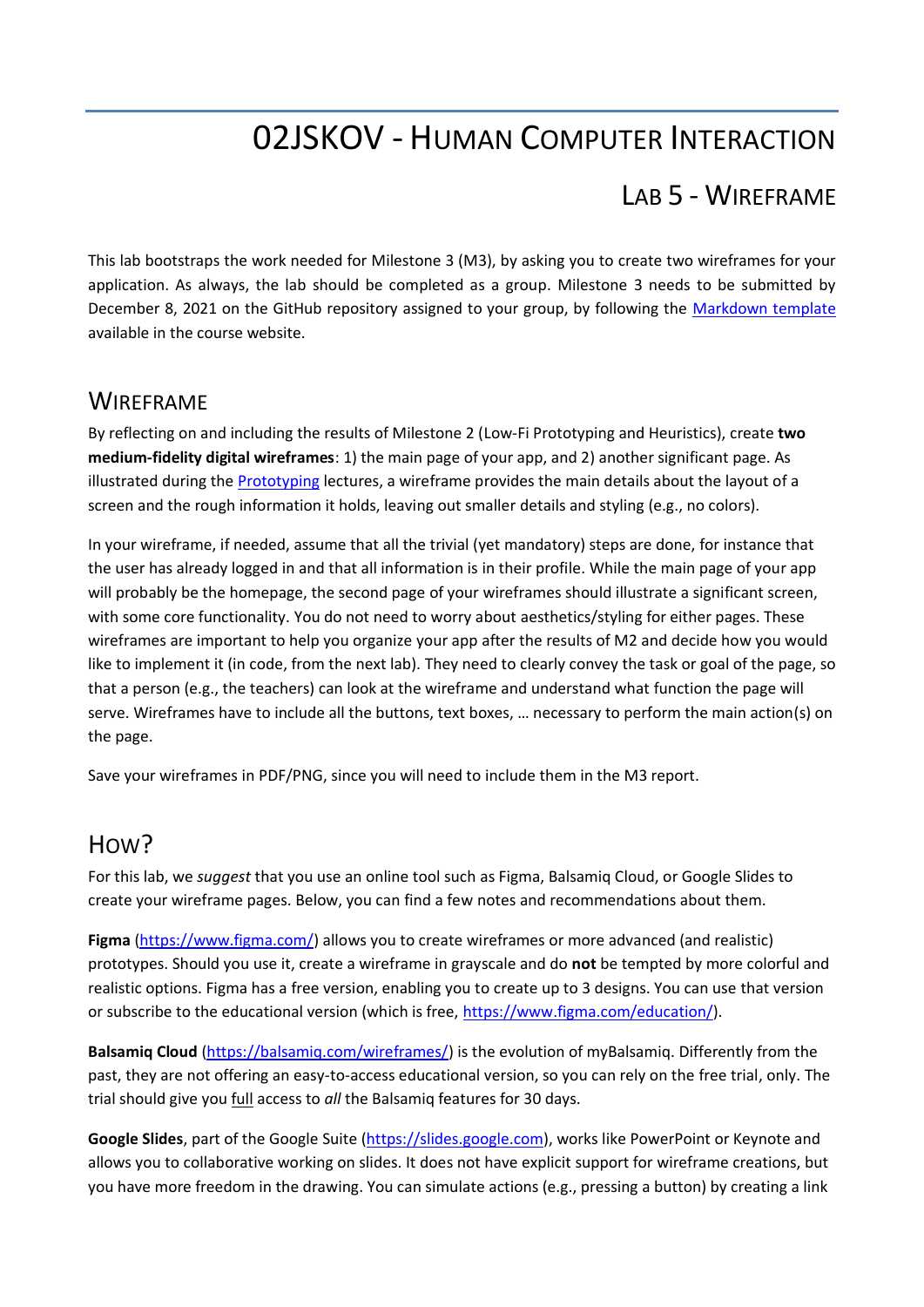# 02JSKOV - Human Computer Interaction

## Lab 5 - Wireframe

This lab bootstraps the work needed for Milestone 3 (M3), by asking you to create two wireframes for your application. As always, the lab should be completed as a group. Milestone 3 needs to be submitted by December 8, 2021 on the GitHub repository assigned to your group, by following the [Markdown template]() available in the course website.

## Wireframe

By reflecting on and including the results of Milestone 2 (Low-Fi Prototyping and Heuristics), create **two medium-fidelity digital wireframes**: 1) the main page of your app, and 2) another significant page. As illustrated during the [Prototyping]() lectures, a wireframe provides the main details about the layout of a screen and the rough information it holds, leaving out smaller details and styling (e.g., no colors).

In your wireframe, if needed, assume that all the trivial (yet mandatory) steps are done, for instance that the user has already logged in and that all information is in their profile. While the main page of your app will probably be the homepage, the second page of your wireframes should illustrate a significant screen, with some core functionality. You do not need to worry about aesthetics/styling for either pages. These wireframes are important to help you organize your app after the results of M2 and decide how you would like to implement it (in code, from the next lab). They need to clearly convey the task or goal of the page, so that a person (e.g., the teachers) can look at the wireframe and understand what function the page will serve. Wireframes have to include all the buttons, text boxes, … necessary to perform the main action(s) on the page.

Save your wireframes in PDF/PNG, since you will need to include them in the M3 report.

## How?

For this lab, we *suggest* that you use an online tool such as Figma, Balsamiq Cloud, or Google Slides to create your wireframe pages. Below, you can find a few notes and recommendations about them.

**Figma** (https://www.figma.com/) allows you to create wireframes or more advanced (and realistic) prototypes. Should you use it, create a wireframe in grayscale and do **not** be tempted by more colorful and realistic options. Figma has a free version, enabling you to create up to 3 designs. You can use that version or subscribe to the educational version (which is free, https://www.figma.com/education/).

**Balsamiq Cloud** (https://balsamiq.com/wireframes/) is the evolution of myBalsamiq. Differently from the past, they are not offering an easy-to-access educational version, so you can rely on the free trial, only. The trial should give you full access to *all* the Balsamiq features for 30 days.

**Google Slides**, part of the Google Suite (https://slides.google.com), works like PowerPoint or Keynote and allows you to collaborative working on slides. It does not have explicit support for wireframe creations, but you have more freedom in the drawing. You can simulate actions (e.g., pressing a button) by creating a link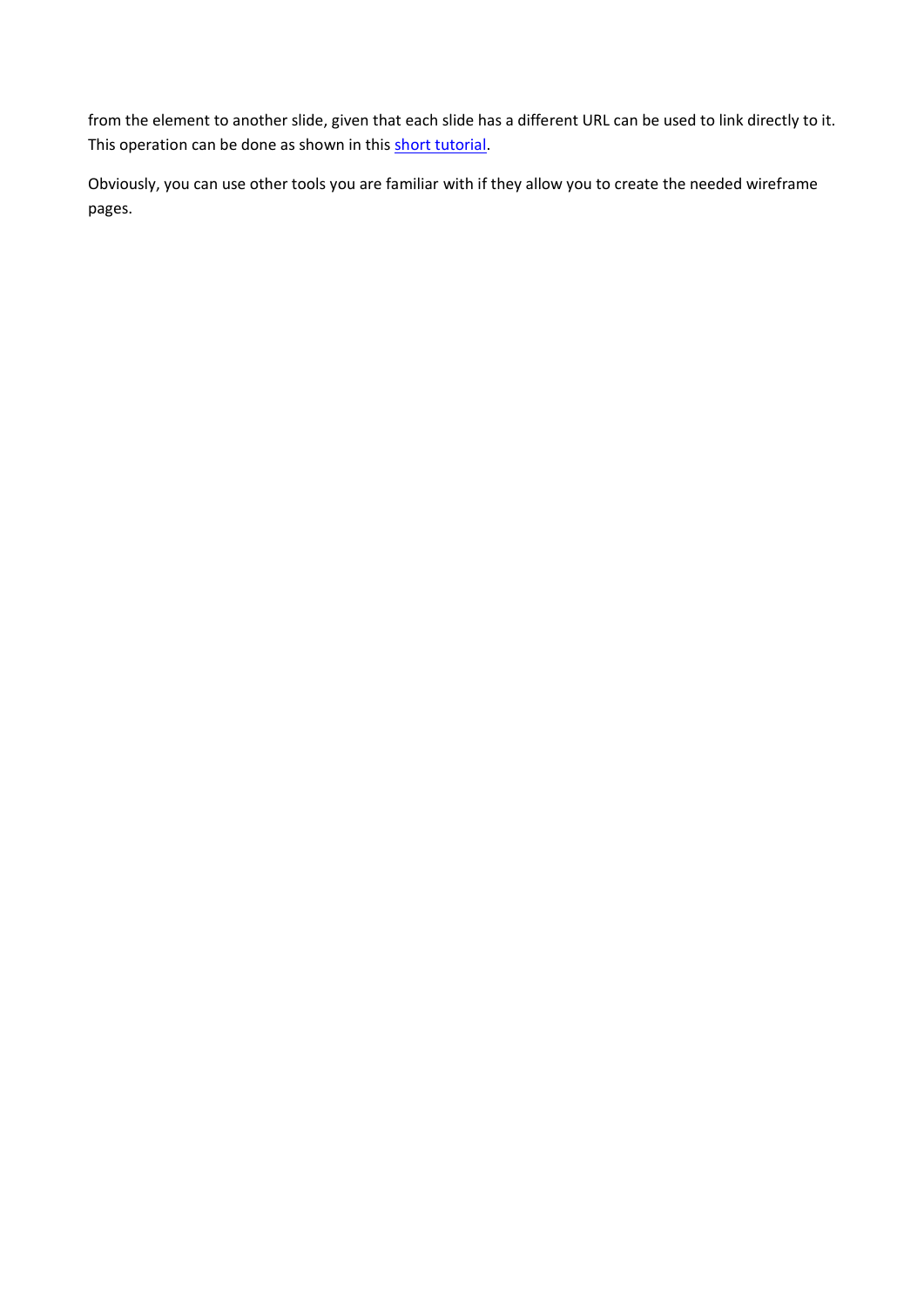from the element to another slide, given that each slide has a different URL can be used to link directly to it. This operation can be done as shown in this short tutorial.

Obviously, you can use other tools you are familiar with if they allow you to create the needed wireframe pages.